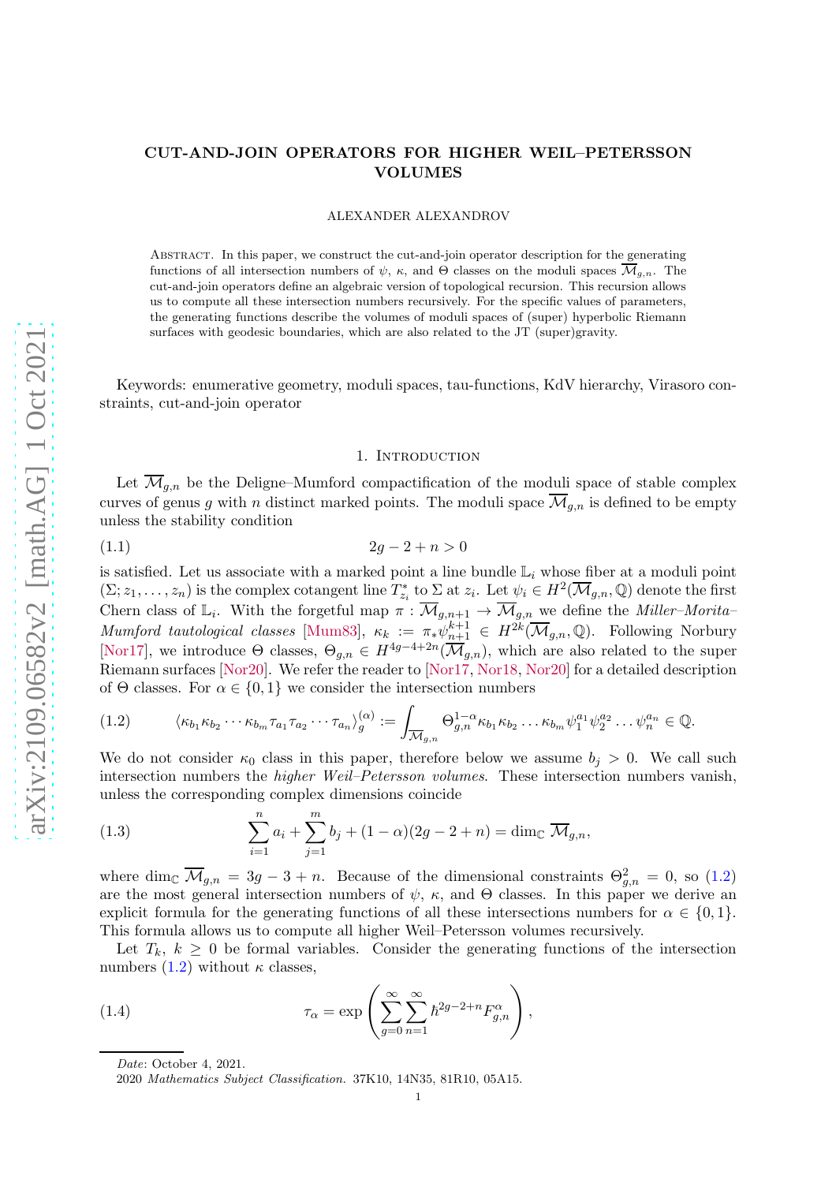# CUT-AND-JOIN OPERATORS FOR HIGHER WEIL–PETERSSON VOLUMES

ALEXANDER ALEXANDROV

Abstract. In this paper, we construct the cut-and-join operator description for the generating functions of all intersection numbers of $\psi$, $\kappa$, and $\Theta$ classes on the moduli spaces $\overline{\mathcal{M}}_{g,n}$. The cut-and-join operators define an algebraic version of topological recursion. This recursion allows us to compute all these intersection numbers recursively. For the specific values of parameters, the generating functions describe the volumes of moduli spaces of (super) hyperbolic Riemann surfaces with geodesic boundaries, which are also related to the JT (super)gravity.

Keywords: enumerative geometry, moduli spaces, tau-functions, KdV hierarchy, Virasoro constraints, cut-and-join operator

## 1. Introduction

Let $\overline{\mathcal{M}}_{g,n}$ be the Deligne–Mumford compactification of the moduli space of stable complex curves of genus $g$ with $n$ distinct marked points. The moduli space $\overline{\mathcal{M}}_{g,n}$ is defined to be empty unless the stability condition

$$2g-2+n>0 \tag{1.1}$$

is satisfied. Let us associate with a marked point a line bundle $\mathbb{L}_i$ whose fiber at a moduli point $(\Sigma; z_1,\ldots,z_n)$ is the complex cotangent line $T^*_{z_i}$ to $\Sigma$ at $z_i$. Let $\psi_i \in H^2(\overline{\mathcal{M}}_{g,n},\mathbb{Q})$ denote the first Chern class of $\mathbb{L}_i$. With the forgetful map $\pi : \overline{\mathcal{M}}_{g,n+1} \to \overline{\mathcal{M}}_{g,n}$ we define the *Miller–Morita–Mumford tautological classes* [Mum83], $\kappa_k := \pi_* \psi_{n+1}^{k+1} \in H^{2k}(\overline{\mathcal{M}}_{g,n},\mathbb{Q})$. Following Norbury [Nor17], we introduce $\Theta$ classes, $\Theta_{g,n} \in H^{4g-4+2n}(\overline{\mathcal{M}}_{g,n})$, which are also related to the super Riemann surfaces [Nor20]. We refer the reader to [Nor17, Nor18, Nor20] for a detailed description of $\Theta$ classes. For $\alpha \in \{0,1\}$ we consider the intersection numbers

$$\left\langle \kappa_{b_1}\kappa_{b_2}\cdots\kappa_{b_m}\tau_{a_1}\tau_{a_2}\cdots\tau_{a_n}\right\rangle_g^{(\alpha)} := \int_{\overline{\mathcal{M}}_{g,n}} \Theta_{g,n}^{1-\alpha}\kappa_{b_1}\kappa_{b_2}\ldots\kappa_{b_m}\psi_1^{a_1}\psi_2^{a_2}\ldots\psi_n^{a_n} \in \mathbb{Q}. \tag{1.2}$$

We do not consider $\kappa_0$ class in this paper, therefore below we assume $b_j > 0$. We call such intersection numbers the *higher Weil–Petersson volumes*. These intersection numbers vanish, unless the corresponding complex dimensions coincide

$$\sum_{i=1}^n a_i + \sum_{j=1}^m b_j + (1-\alpha)(2g-2+n) = \dim_{\mathbb{C}} \overline{\mathcal{M}}_{g,n}, \tag{1.3}$$

where $\dim_{\mathbb{C}} \overline{\mathcal{M}}_{g,n} = 3g-3+n$. Because of the dimensional constraints $\Theta_{g,n}^2 = 0$, so (1.2) are the most general intersection numbers of $\psi$, $\kappa$, and $\Theta$ classes. In this paper we derive an explicit formula for the generating functions of all these intersections numbers for $\alpha \in \{0,1\}$. This formula allows us to compute all higher Weil–Petersson volumes recursively.

Let $T_k$, $k \geq 0$ be formal variables. Consider the generating functions of the intersection numbers (1.2) without $\kappa$ classes,

$$\tau_\alpha = \exp\left(\sum_{g=0}^\infty \sum_{n=1}^\infty \hbar^{2g-2+n} F_{g,n}^\alpha\right), \tag{1.4}$$

*Date*: October 4, 2021.

2020 *Mathematics Subject Classification.* 37K10, 14N35, 81R10, 05A15.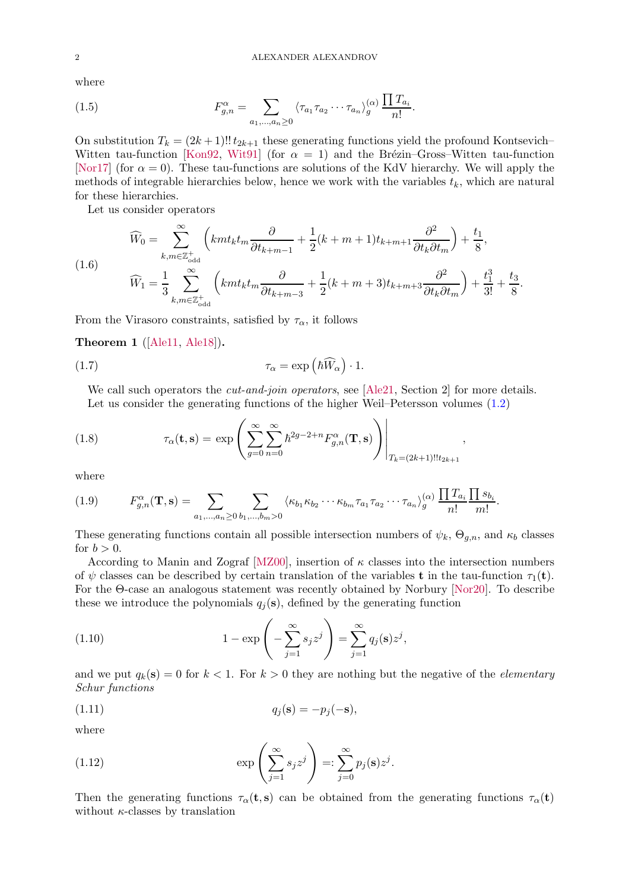where

$$F_{g,n}^{\alpha} = \sum_{a_1,\ldots,a_n\geq 0} \langle \tau_{a_1}\tau_{a_2}\cdots\tau_{a_n}\rangle_g^{(\alpha)} \frac{\prod T_{a_i}}{n!}. \tag{1.5}$$

On substitution $T_k = (2k+1)!!\, t_{2k+1}$ these generating functions yield the profound Kontsevich–Witten tau-function [Kon92, Wit91] (for $\alpha = 1$) and the Brézin–Gross–Witten tau-function [Nor17] (for $\alpha = 0$). These tau-functions are solutions of the KdV hierarchy. We will apply the methods of integrable hierarchies below, hence we work with the variables $t_k$, which are natural for these hierarchies.

Let us consider operators

$$\begin{aligned}
\widehat{W}_0 &= \sum_{k,m\in\mathbb{Z}_{\rm odd}^+}^{\infty} \left( kmt_k t_m \frac{\partial}{\partial t_{k+m-1}} + \frac{1}{2}(k+m+1)t_{k+m+1}\frac{\partial^2}{\partial t_k \partial t_m}\right) + \frac{t_1}{8},\\
\widehat{W}_1 &= \frac{1}{3}\sum_{k,m\in\mathbb{Z}_{\rm odd}^+}^{\infty} \left( kmt_k t_m \frac{\partial}{\partial t_{k+m-3}} + \frac{1}{2}(k+m+3)t_{k+m+3}\frac{\partial^2}{\partial t_k \partial t_m}\right) + \frac{t_1^3}{3!} + \frac{t_3}{8}.
\end{aligned} \tag{1.6}$$

From the Virasoro constraints, satisfied by $\tau_\alpha$, it follows

**Theorem 1** ([Ale11, Ale18]).

$$\tau_\alpha = \exp\left(\hbar \widehat{W}_\alpha\right)\cdot 1. \tag{1.7}$$

We call such operators the *cut-and-join operators*, see [Ale21, Section 2] for more details.

Let us consider the generating functions of the higher Weil–Petersson volumes (1.2)

$$\tau_\alpha(\mathbf{t},\mathbf{s}) = \exp\left(\sum_{g=0}^{\infty}\sum_{n=0}^{\infty} \hbar^{2g-2+n} F_{g,n}^{\alpha}(\mathbf{T},\mathbf{s})\right)\Bigg|_{T_k=(2k+1)!!t_{2k+1}}, \tag{1.8}$$

where

$$F_{g,n}^{\alpha}(\mathbf{T},\mathbf{s}) = \sum_{a_1,\ldots,a_n\geq 0}\sum_{b_1,\ldots,b_m>0} \langle \kappa_{b_1}\kappa_{b_2}\cdots\kappa_{b_m}\tau_{a_1}\tau_{a_2}\cdots\tau_{a_n}\rangle_g^{(\alpha)} \frac{\prod T_{a_i}}{n!}\frac{\prod s_{b_i}}{m!}. \tag{1.9}$$

These generating functions contain all possible intersection numbers of $\psi_k$, $\Theta_{g,n}$, and $\kappa_b$ classes for $b > 0$.

According to Manin and Zograf [MZ00], insertion of $\kappa$ classes into the intersection numbers of $\psi$ classes can be described by certain translation of the variables $\mathbf{t}$ in the tau-function $\tau_1(\mathbf{t})$. For the $\Theta$-case an analogous statement was recently obtained by Norbury [Nor20]. To describe these we introduce the polynomials $q_j(\mathbf{s})$, defined by the generating function

$$1 - \exp\left(-\sum_{j=1}^{\infty} s_j z^j\right) = \sum_{j=1}^{\infty} q_j(\mathbf{s}) z^j, \tag{1.10}$$

and we put $q_k(\mathbf{s}) = 0$ for $k < 1$. For $k > 0$ they are nothing but the negative of the *elementary Schur functions*

$$q_j(\mathbf{s}) = -p_j(-\mathbf{s}), \tag{1.11}$$

where

$$\exp\left(\sum_{j=1}^{\infty} s_j z^j\right) =: \sum_{j=0}^{\infty} p_j(\mathbf{s}) z^j. \tag{1.12}$$

Then the generating functions $\tau_\alpha(\mathbf{t},\mathbf{s})$ can be obtained from the generating functions $\tau_\alpha(\mathbf{t})$ without $\kappa$-classes by translation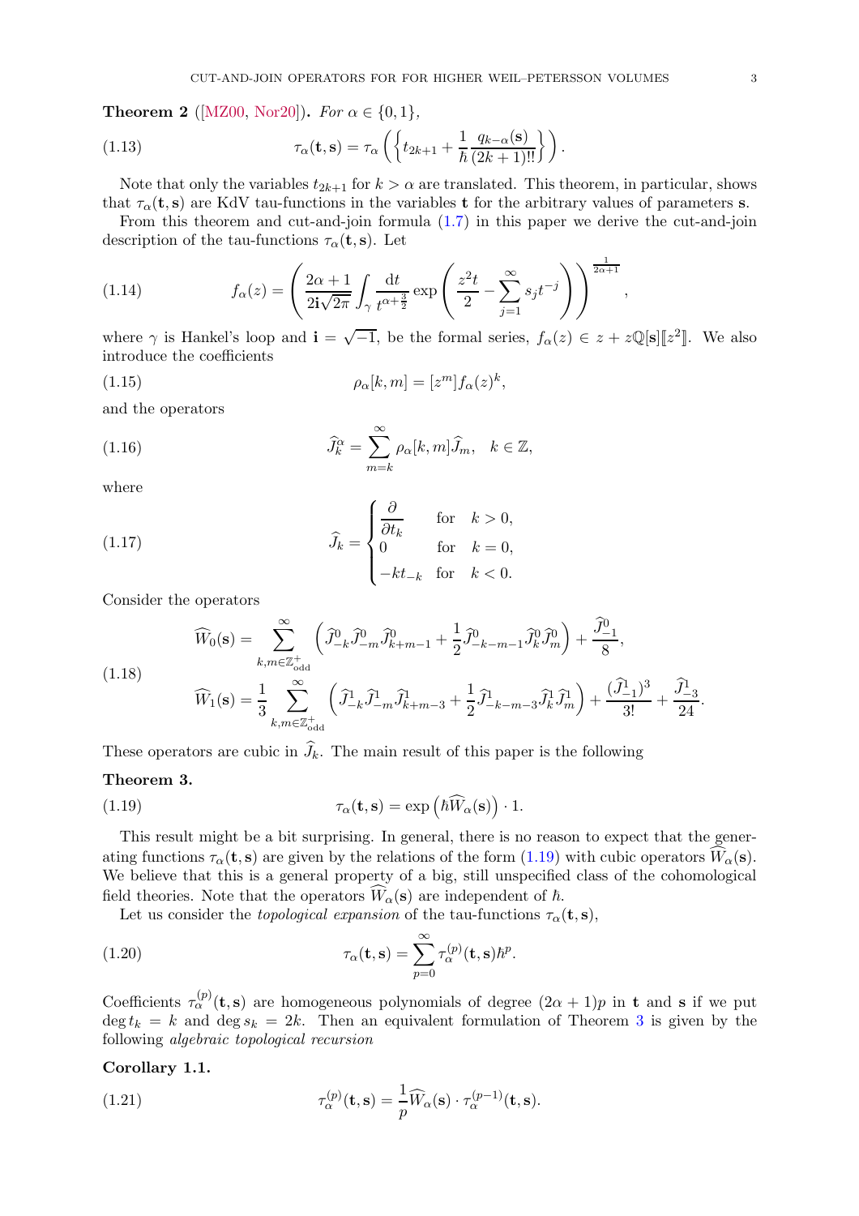**Theorem 2** ([MZ00, Nor20])**.** *For $\alpha \in \{0,1\}$,*

$$\tau_\alpha(\mathbf{t},\mathbf{s}) = \tau_\alpha\left(\left\{t_{2k+1} + \frac{1}{\hbar}\frac{q_{k-\alpha}(\mathbf{s})}{(2k+1)!!}\right\}\right). \tag{1.13}$$

Note that only the variables $t_{2k+1}$ for $k > \alpha$ are translated. This theorem, in particular, shows that $\tau_\alpha(\mathbf{t},\mathbf{s})$ are KdV tau-functions in the variables $\mathbf{t}$ for the arbitrary values of parameters $\mathbf{s}$.

From this theorem and cut-and-join formula (1.7) in this paper we derive the cut-and-join description of the tau-functions $\tau_\alpha(\mathbf{t},\mathbf{s})$. Let

$$f_\alpha(z) = \left(\frac{2\alpha+1}{2\mathbf{i}\sqrt{2\pi}}\int_\gamma \frac{\mathrm{d}t}{t^{\alpha+\frac{3}{2}}}\exp\left(\frac{z^2 t}{2} - \sum_{j=1}^\infty s_j t^{-j}\right)\right)^{\frac{1}{2\alpha+1}}, \tag{1.14}$$

where $\gamma$ is Hankel's loop and $\mathbf{i} = \sqrt{-1}$, be the formal series, $f_\alpha(z) \in z + z\mathbb{Q}[\mathbf{s}][\![z^2]\!]$. We also introduce the coefficients

$$\rho_\alpha[k,m] = [z^m] f_\alpha(z)^k, \tag{1.15}$$

and the operators

$$\widehat{J}_k^\alpha = \sum_{m=k}^\infty \rho_\alpha[k,m]\widehat{J}_m, \quad k \in \mathbb{Z}, \tag{1.16}$$

where

$$\widehat{J}_k = \begin{cases} \dfrac{\partial}{\partial t_k} & \text{for} \quad k>0, \\ 0 & \text{for} \quad k=0, \\ -k t_{-k} & \text{for} \quad k<0. \end{cases} \tag{1.17}$$

Consider the operators

$$\begin{aligned} \widehat{W}_0(\mathbf{s}) &= \sum_{k,m\in\mathbb{Z}_{\mathrm{odd}}^+}^\infty \left(\widehat{J}^0_{-k}\widehat{J}^0_{-m}\widehat{J}^0_{k+m-1} + \frac{1}{2}\widehat{J}^0_{-k-m-1}\widehat{J}^0_k\widehat{J}^0_m\right) + \frac{\widehat{J}^0_{-1}}{8}, \\ \widehat{W}_1(\mathbf{s}) &= \frac{1}{3}\sum_{k,m\in\mathbb{Z}_{\mathrm{odd}}^+}^\infty \left(\widehat{J}^1_{-k}\widehat{J}^1_{-m}\widehat{J}^1_{k+m-3} + \frac{1}{2}\widehat{J}^1_{-k-m-3}\widehat{J}^1_k\widehat{J}^1_m\right) + \frac{(\widehat{J}^1_{-1})^3}{3!} + \frac{\widehat{J}^1_{-3}}{24}. \end{aligned} \tag{1.18}$$

These operators are cubic in $\widehat{J}_k$. The main result of this paper is the following

**Theorem 3.**

$$\tau_\alpha(\mathbf{t},\mathbf{s}) = \exp\left(\hbar\widehat{W}_\alpha(\mathbf{s})\right)\cdot 1. \tag{1.19}$$

This result might be a bit surprising. In general, there is no reason to expect that the generating functions $\tau_\alpha(\mathbf{t},\mathbf{s})$ are given by the relations of the form (1.19) with cubic operators $\widehat{W}_\alpha(\mathbf{s})$. We believe that this is a general property of a big, still unspecified class of the cohomological field theories. Note that the operators $\widehat{W}_\alpha(\mathbf{s})$ are independent of $\hbar$.

Let us consider the *topological expansion* of the tau-functions $\tau_\alpha(\mathbf{t},\mathbf{s})$,

$$\tau_\alpha(\mathbf{t},\mathbf{s}) = \sum_{p=0}^\infty \tau_\alpha^{(p)}(\mathbf{t},\mathbf{s})\hbar^p. \tag{1.20}$$

Coefficients $\tau_\alpha^{(p)}(\mathbf{t},\mathbf{s})$ are homogeneous polynomials of degree $(2\alpha+1)p$ in $\mathbf{t}$ and $\mathbf{s}$ if we put $\deg t_k = k$ and $\deg s_k = 2k$. Then an equivalent formulation of Theorem 3 is given by the following *algebraic topological recursion*

**Corollary 1.1.**

$$\tau_\alpha^{(p)}(\mathbf{t},\mathbf{s}) = \frac{1}{p}\widehat{W}_\alpha(\mathbf{s})\cdot\tau_\alpha^{(p-1)}(\mathbf{t},\mathbf{s}). \tag{1.21}$$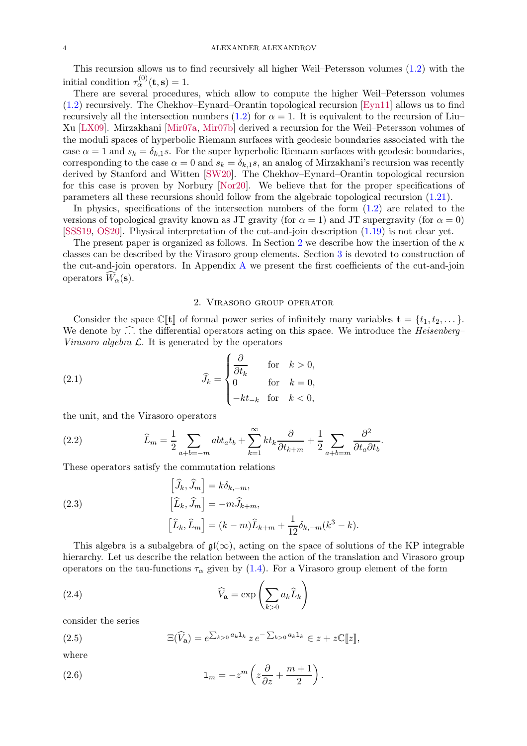This recursion allows us to find recursively all higher Weil–Petersson volumes (1.2) with the initial condition $\tau_\alpha^{(0)}(\mathbf{t},\mathbf{s}) = 1$.

There are several procedures, which allow to compute the higher Weil–Petersson volumes (1.2) recursively. The Chekhov–Eynard–Orantin topological recursion [Eyn11] allows us to find recursively all the intersection numbers (1.2) for $\alpha = 1$. It is equivalent to the recursion of Liu–Xu [LX09]. Mirzakhani [Mir07a, Mir07b] derived a recursion for the Weil–Petersson volumes of the moduli spaces of hyperbolic Riemann surfaces with geodesic boundaries associated with the case $\alpha = 1$ and $s_k = \delta_{k,1}s$. For the super hyperbolic Riemann surfaces with geodesic boundaries, corresponding to the case $\alpha = 0$ and $s_k = \delta_{k,1}s$, an analog of Mirzakhani's recursion was recently derived by Stanford and Witten [SW20]. The Chekhov–Eynard–Orantin topological recursion for this case is proven by Norbury [Nor20]. We believe that for the proper specifications of parameters all these recursions should follow from the algebraic topological recursion (1.21).

In physics, specifications of the intersection numbers of the form (1.2) are related to the versions of topological gravity known as JT gravity (for $\alpha = 1$) and JT supergravity (for $\alpha = 0$) [SSS19, OS20]. Physical interpretation of the cut-and-join description (1.19) is not clear yet.

The present paper is organized as follows. In Section 2 we describe how the insertion of the $\kappa$ classes can be described by the Virasoro group elements. Section 3 is devoted to construction of the cut-and-join operators. In Appendix A we present the first coefficients of the cut-and-join operators $\widehat{W}_\alpha(\mathbf{s})$.

## 2. Virasoro group operator

Consider the space $\mathbb{C}[\![\mathbf{t}]\!]$ of formal power series of infinitely many variables $\mathbf{t} = \{t_1, t_2, \dots\}$. We denote by $\widehat{\dots}$ the differential operators acting on this space. We introduce the *Heisenberg–Virasoro algebra* $\mathcal{L}$. It is generated by the operators

$$\widehat{J}_k = \begin{cases} \dfrac{\partial}{\partial t_k} & \text{for} \quad k > 0, \\ 0 & \text{for} \quad k = 0, \\ -kt_{-k} & \text{for} \quad k < 0, \end{cases} \tag{2.1}$$

the unit, and the Virasoro operators

$$\widehat{L}_m = \frac{1}{2}\sum_{a+b=-m} ab t_a t_b + \sum_{k=1}^{\infty} k t_k \frac{\partial}{\partial t_{k+m}} + \frac{1}{2}\sum_{a+b=m} \frac{\partial^2}{\partial t_a \partial t_b}. \tag{2.2}$$

These operators satisfy the commutation relations

$$\begin{aligned} \left[\widehat{J}_k, \widehat{J}_m\right] &= k\delta_{k,-m}, \\ \left[\widehat{L}_k, \widehat{J}_m\right] &= -m\widehat{J}_{k+m}, \\ \left[\widehat{L}_k, \widehat{L}_m\right] &= (k-m)\widehat{L}_{k+m} + \frac{1}{12}\delta_{k,-m}(k^3 - k). \end{aligned} \tag{2.3}$$

This algebra is a subalgebra of $\mathfrak{gl}(\infty)$, acting on the space of solutions of the KP integrable hierarchy. Let us describe the relation between the action of the translation and Virasoro group operators on the tau-functions $\tau_\alpha$ given by (1.4). For a Virasoro group element of the form

$$\widehat{V}_{\mathbf{a}} = \exp\left(\sum_{k>0} a_k \widehat{L}_k\right) \tag{2.4}$$

consider the series

$$\Xi(\widehat{V}_{\mathbf{a}}) = e^{\sum_{k>0} a_k \mathtt{l}_k}\, z\, e^{-\sum_{k>0} a_k \mathtt{l}_k} \in z + z\mathbb{C}[\![z]\!], \tag{2.5}$$

where

$$\mathtt{l}_m = -z^m\left(z\frac{\partial}{\partial z} + \frac{m+1}{2}\right). \tag{2.6}$$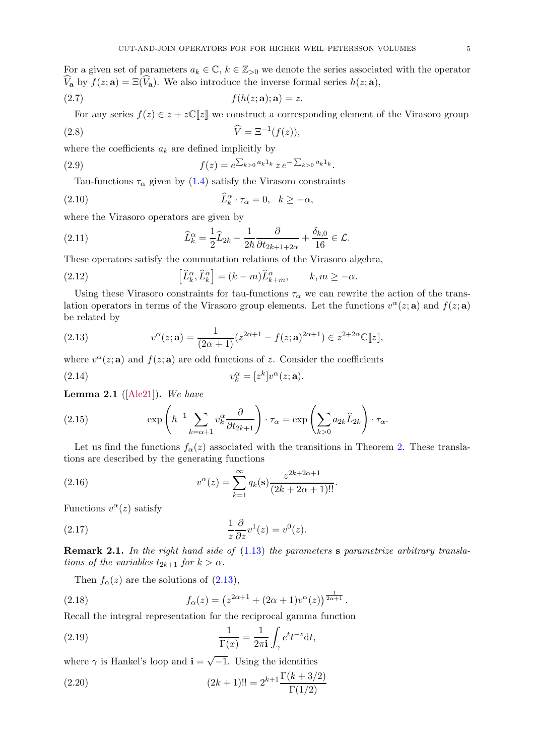For a given set of parameters $a_k \in \mathbb{C}$, $k \in \mathbb{Z}_{>0}$ we denote the series associated with the operator $\widehat{V}_{\mathbf{a}}$ by $f(z;\mathbf{a}) = \Xi(\widehat{V}_{\mathbf{a}})$. We also introduce the inverse formal series $h(z;\mathbf{a})$,

$$f(h(z;\mathbf{a});\mathbf{a}) = z. \tag{2.7}$$

For any series $f(z) \in z + z\mathbb{C}[\![z]\!]$ we construct a corresponding element of the Virasoro group

$$\widehat{V} = \Xi^{-1}(f(z)), \tag{2.8}$$

where the coefficients $a_k$ are defined implicitly by

$$f(z) = e^{\sum_{k>0} a_k 1_k}\, z\, e^{-\sum_{k>0} a_k 1_k}. \tag{2.9}$$

Tau-functions $\tau_\alpha$ given by (1.4) satisfy the Virasoro constraints

$$\widehat{L}_k^\alpha \cdot \tau_\alpha = 0, \quad k \geq -\alpha, \tag{2.10}$$

where the Virasoro operators are given by

$$\widehat{L}_k^\alpha = \frac{1}{2}\widehat{L}_{2k} - \frac{1}{2\hbar}\frac{\partial}{\partial t_{2k+1+2\alpha}} + \frac{\delta_{k,0}}{16} \in \mathcal{L}. \tag{2.11}$$

These operators satisfy the commutation relations of the Virasoro algebra,

$$\left[\widehat{L}_k^\alpha, \widehat{L}_k^\alpha\right] = (k-m)\widehat{L}_{k+m}^\alpha, \qquad k,m \geq -\alpha. \tag{2.12}$$

Using these Virasoro constraints for tau-functions $\tau_\alpha$ we can rewrite the action of the translation operators in terms of the Virasoro group elements. Let the functions $v^\alpha(z;\mathbf{a})$ and $f(z;\mathbf{a})$ be related by

$$v^\alpha(z;\mathbf{a}) = \frac{1}{(2\alpha+1)}(z^{2\alpha+1} - f(z;\mathbf{a})^{2\alpha+1}) \in z^{2+2\alpha}\mathbb{C}[\![z]\!], \tag{2.13}$$

where $v^\alpha(z;\mathbf{a})$ and $f(z;\mathbf{a})$ are odd functions of $z$. Consider the coefficients

$$v_k^\alpha = [z^k]v^\alpha(z;\mathbf{a}). \tag{2.14}$$

**Lemma 2.1** ([Ale21])**.** *We have*

$$\exp\left(\hbar^{-1}\sum_{k=\alpha+1} v_k^\alpha \frac{\partial}{\partial t_{2k+1}}\right)\cdot \tau_\alpha = \exp\left(\sum_{k>0} a_{2k}\widehat{L}_{2k}\right)\cdot\tau_\alpha. \tag{2.15}$$

Let us find the functions $f_\alpha(z)$ associated with the transitions in Theorem 2. These translations are described by the generating functions

$$v^\alpha(z) = \sum_{k=1}^\infty q_k(\mathbf{s})\frac{z^{2k+2\alpha+1}}{(2k+2\alpha+1)!!}. \tag{2.16}$$

Functions $v^\alpha(z)$ satisfy

$$\frac{1}{z}\frac{\partial}{\partial z}v^1(z) = v^0(z). \tag{2.17}$$

**Remark 2.1.** *In the right hand side of* (1.13) *the parameters* $\mathbf{s}$ *parametrize arbitrary translations of the variables* $t_{2k+1}$ *for* $k > \alpha$.

Then $f_\alpha(z)$ are the solutions of (2.13),

$$f_\alpha(z) = \left(z^{2\alpha+1} + (2\alpha+1)v^\alpha(z)\right)^{\frac{1}{2\alpha+1}}. \tag{2.18}$$

Recall the integral representation for the reciprocal gamma function

$$\frac{1}{\Gamma(x)} = \frac{1}{2\pi\mathbf{i}}\int_\gamma e^t t^{-z}\mathrm{d}t, \tag{2.19}$$

where $\gamma$ is Hankel's loop and $\mathbf{i} = \sqrt{-1}$. Using the identities

$$(2k+1)!! = 2^{k+1}\frac{\Gamma(k+3/2)}{\Gamma(1/2)} \tag{2.20}$$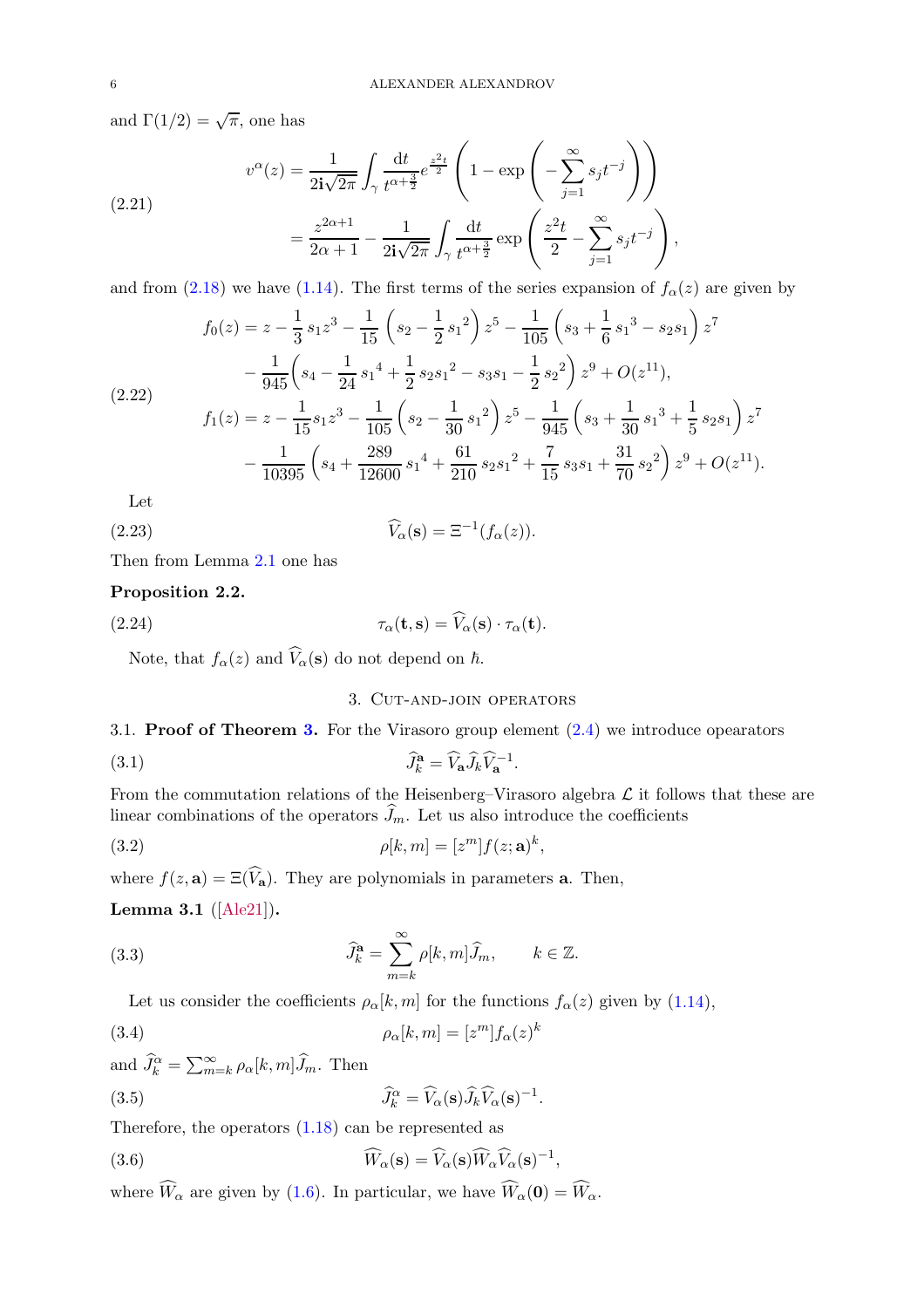and $\Gamma(1/2)=\sqrt{\pi}$, one has

$$
\begin{aligned}
v^\alpha(z) &= \frac{1}{2\mathbf{i}\sqrt{2\pi}}\int_\gamma \frac{\mathrm{d}t}{t^{\alpha+\frac{3}{2}}} e^{\frac{z^2 t}{2}}\left(1-\exp\left(-\sum_{j=1}^\infty s_j t^{-j}\right)\right) \\
&= \frac{z^{2\alpha+1}}{2\alpha+1} - \frac{1}{2\mathbf{i}\sqrt{2\pi}}\int_\gamma \frac{\mathrm{d}t}{t^{\alpha+\frac{3}{2}}}\exp\left(\frac{z^2 t}{2}-\sum_{j=1}^\infty s_j t^{-j}\right),
\end{aligned}
\tag{2.21}
$$

and from (2.18) we have (1.14). The first terms of the series expansion of $f_\alpha(z)$ are given by

$$
\begin{aligned}
f_0(z) &= z - \frac{1}{3}s_1 z^3 - \frac{1}{15}\left(s_2-\frac{1}{2}{s_1}^2\right)z^5 - \frac{1}{105}\left(s_3+\frac{1}{6}{s_1}^3 - s_2 s_1\right)z^7 \\
&\quad - \frac{1}{945}\left(s_4 - \frac{1}{24}{s_1}^4 + \frac{1}{2}s_2{s_1}^2 - s_3 s_1 - \frac{1}{2}{s_2}^2\right)z^9 + O(z^{11}), \\
f_1(z) &= z - \frac{1}{15}s_1 z^3 - \frac{1}{105}\left(s_2 - \frac{1}{30}{s_1}^2\right)z^5 - \frac{1}{945}\left(s_3 + \frac{1}{30}{s_1}^3 + \frac{1}{5}s_2 s_1\right)z^7 \\
&\quad - \frac{1}{10395}\left(s_4 + \frac{289}{12600}{s_1}^4 + \frac{61}{210}s_2{s_1}^2 + \frac{7}{15}s_3 s_1 + \frac{31}{70}{s_2}^2\right)z^9 + O(z^{11}).
\end{aligned}
\tag{2.22}
$$

Let

$$
\widehat{V}_\alpha(\mathbf{s}) = \Xi^{-1}(f_\alpha(z)). \tag{2.23}
$$

Then from Lemma 2.1 one has

**Proposition 2.2.**

$$
\tau_\alpha(\mathbf{t},\mathbf{s}) = \widehat{V}_\alpha(\mathbf{s})\cdot\tau_\alpha(\mathbf{t}). \tag{2.24}
$$

Note, that $f_\alpha(z)$ and $\widehat{V}_\alpha(\mathbf{s})$ do not depend on $\hbar$.

## 3. Cut-and-join operators

### 3.1. Proof of Theorem 3.

For the Virasoro group element (2.4) we introduce opearators

$$
\widehat{J}_k^{\mathbf{a}} = \widehat{V}_{\mathbf{a}}\widehat{J}_k\widehat{V}_{\mathbf{a}}^{-1}. \tag{3.1}
$$

From the commutation relations of the Heisenberg–Virasoro algebra $\mathcal{L}$ it follows that these are linear combinations of the operators $\widehat{J}_m$. Let us also introduce the coefficients

$$
\rho[k,m] = [z^m]f(z;\mathbf{a})^k, \tag{3.2}
$$

where $f(z,\mathbf{a}) = \Xi(\widehat{V}_{\mathbf{a}})$. They are polynomials in parameters $\mathbf{a}$. Then,

**Lemma 3.1** ([Ale21])**.**

$$
\widehat{J}_k^{\mathbf{a}} = \sum_{m=k}^\infty \rho[k,m]\widehat{J}_m, \qquad k\in\mathbb{Z}. \tag{3.3}
$$

Let us consider the coefficients $\rho_\alpha[k,m]$ for the functions $f_\alpha(z)$ given by (1.14),

$$
\rho_\alpha[k,m] = [z^m]f_\alpha(z)^k \tag{3.4}
$$

and $\widehat{J}_k^\alpha = \sum_{m=k}^\infty \rho_\alpha[k,m]\widehat{J}_m$. Then

$$
\widehat{J}_k^\alpha = \widehat{V}_\alpha(\mathbf{s})\widehat{J}_k\widehat{V}_\alpha(\mathbf{s})^{-1}. \tag{3.5}
$$

Therefore, the operators (1.18) can be represented as

$$
\widehat{W}_\alpha(\mathbf{s}) = \widehat{V}_\alpha(\mathbf{s})\widehat{W}_\alpha\widehat{V}_\alpha(\mathbf{s})^{-1}, \tag{3.6}
$$

where $\widehat{W}_\alpha$ are given by (1.6). In particular, we have $\widehat{W}_\alpha(\mathbf{0}) = \widehat{W}_\alpha$.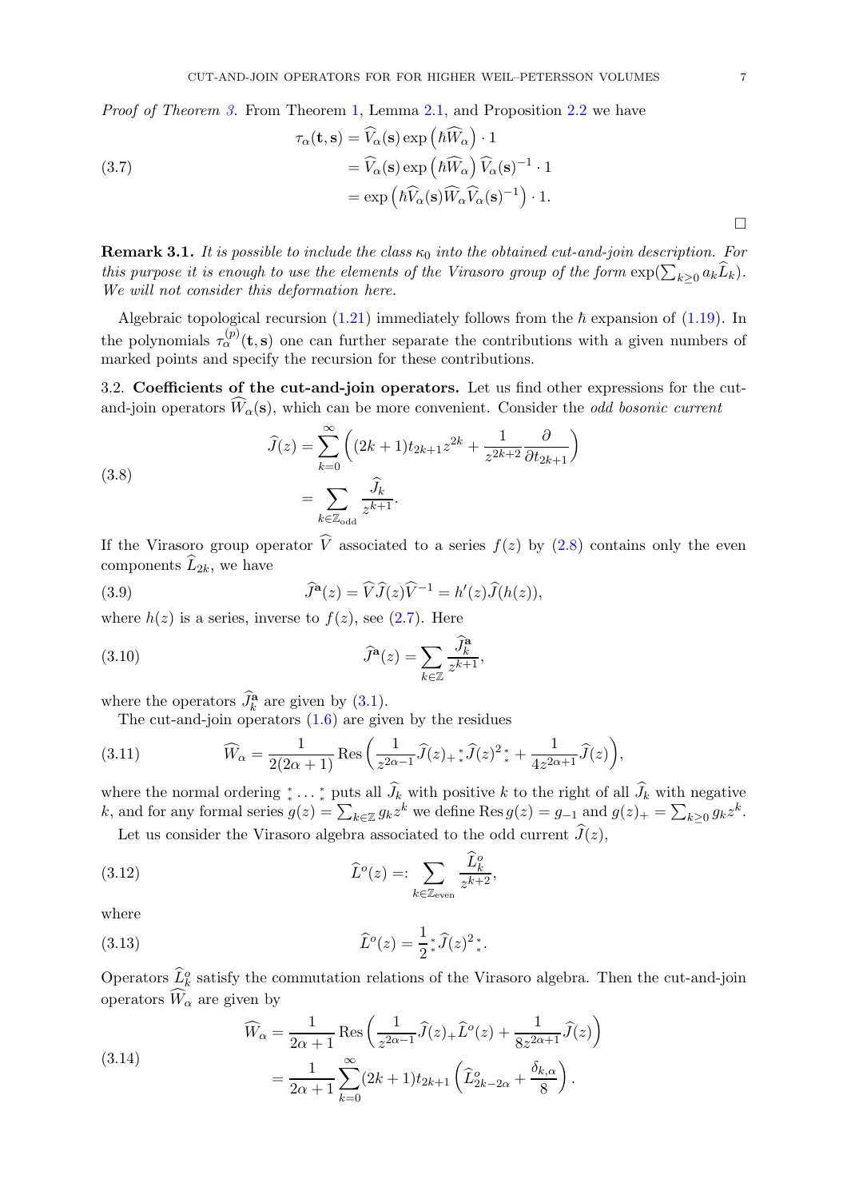*Proof of Theorem 3.* From Theorem 1, Lemma 2.1, and Proposition 2.2 we have

$$
\begin{aligned}
\tau_\alpha(\mathbf{t},\mathbf{s}) &= \widehat{V}_\alpha(\mathbf{s}) \exp\left(\hbar \widehat{W}_\alpha\right) \cdot 1 \\
&= \widehat{V}_\alpha(\mathbf{s}) \exp\left(\hbar \widehat{W}_\alpha\right) \widehat{V}_\alpha(\mathbf{s})^{-1} \cdot 1 \\
&= \exp\left(\hbar \widehat{V}_\alpha(\mathbf{s}) \widehat{W}_\alpha \widehat{V}_\alpha(\mathbf{s})^{-1}\right) \cdot 1.
\end{aligned} \tag{3.7}
$$

□

**Remark 3.1.** *It is possible to include the class $\kappa_0$ into the obtained cut-and-join description. For this purpose it is enough to use the elements of the Virasoro group of the form $\exp(\sum_{k\geq 0} a_k \widehat{L}_k)$. We will not consider this deformation here.*

Algebraic topological recursion (1.21) immediately follows from the $\hbar$ expansion of (1.19). In the polynomials $\tau_\alpha^{(p)}(\mathbf{t},\mathbf{s})$ one can further separate the contributions with a given numbers of marked points and specify the recursion for these contributions.

3.2. **Coefficients of the cut-and-join operators.** Let us find other expressions for the cut-and-join operators $\widehat{W}_\alpha(\mathbf{s})$, which can be more convenient. Consider the *odd bosonic current*

$$
\begin{aligned}
\widehat{J}(z) &= \sum_{k=0}^\infty \left( (2k+1) t_{2k+1} z^{2k} + \frac{1}{z^{2k+2}} \frac{\partial}{\partial t_{2k+1}} \right) \\
&= \sum_{k\in\mathbb{Z}_{\text{odd}}} \frac{\widehat{J}_k}{z^{k+1}}.
\end{aligned} \tag{3.8}
$$

If the Virasoro group operator $\widehat{V}$ associated to a series $f(z)$ by (2.8) contains only the even components $\widehat{L}_{2k}$, we have

$$
\widehat{J}^{\mathbf{a}}(z) = \widehat{V} \widehat{J}(z) \widehat{V}^{-1} = h'(z) \widehat{J}(h(z)), \tag{3.9}
$$

where $h(z)$ is a series, inverse to $f(z)$, see (2.7). Here

$$
\widehat{J}^{\mathbf{a}}(z) = \sum_{k\in\mathbb{Z}} \frac{\widehat{J}^{\mathbf{a}}_k}{z^{k+1}}, \tag{3.10}
$$

where the operators $\widehat{J}^{\mathbf{a}}_k$ are given by (3.1).

The cut-and-join operators (1.6) are given by the residues

$$
\widehat{W}_\alpha = \frac{1}{2(2\alpha+1)} \operatorname{Res} \left( \frac{1}{z^{2\alpha-1}} \widehat{J}(z)_+ {}^*_* \widehat{J}(z)^2 {}^*_* + \frac{1}{4z^{2\alpha+1}} \widehat{J}(z) \right), \tag{3.11}
$$

where the normal ordering ${}^*_* \dots {}^*_*$ puts all $\widehat{J}_k$ with positive $k$ to the right of all $\widehat{J}_k$ with negative $k$, and for any formal series $g(z) = \sum_{k\in\mathbb{Z}} g_k z^k$ we define $\operatorname{Res} g(z) = g_{-1}$ and $g(z)_+ = \sum_{k\geq 0} g_k z^k$.

Let us consider the Virasoro algebra associated to the odd current $\widehat{J}(z)$,

$$
\widehat{L}^o(z) =: \sum_{k\in\mathbb{Z}_{\text{even}}} \frac{\widehat{L}^o_k}{z^{k+2}}, \tag{3.12}
$$

where

$$
\widehat{L}^o(z) = \frac{1}{2} {}^*_* \widehat{J}(z)^2 {}^*_*. \tag{3.13}
$$

Operators $\widehat{L}^o_k$ satisfy the commutation relations of the Virasoro algebra. Then the cut-and-join operators $\widehat{W}_\alpha$ are given by

$$
\begin{aligned}
\widehat{W}_\alpha &= \frac{1}{2\alpha+1} \operatorname{Res} \left( \frac{1}{z^{2\alpha-1}} \widehat{J}(z)_+ \widehat{L}^o(z) + \frac{1}{8z^{2\alpha+1}} \widehat{J}(z) \right) \\
&= \frac{1}{2\alpha+1} \sum_{k=0}^\infty (2k+1) t_{2k+1} \left( \widehat{L}^o_{2k-2\alpha} + \frac{\delta_{k,\alpha}}{8} \right).
\end{aligned} \tag{3.14}
$$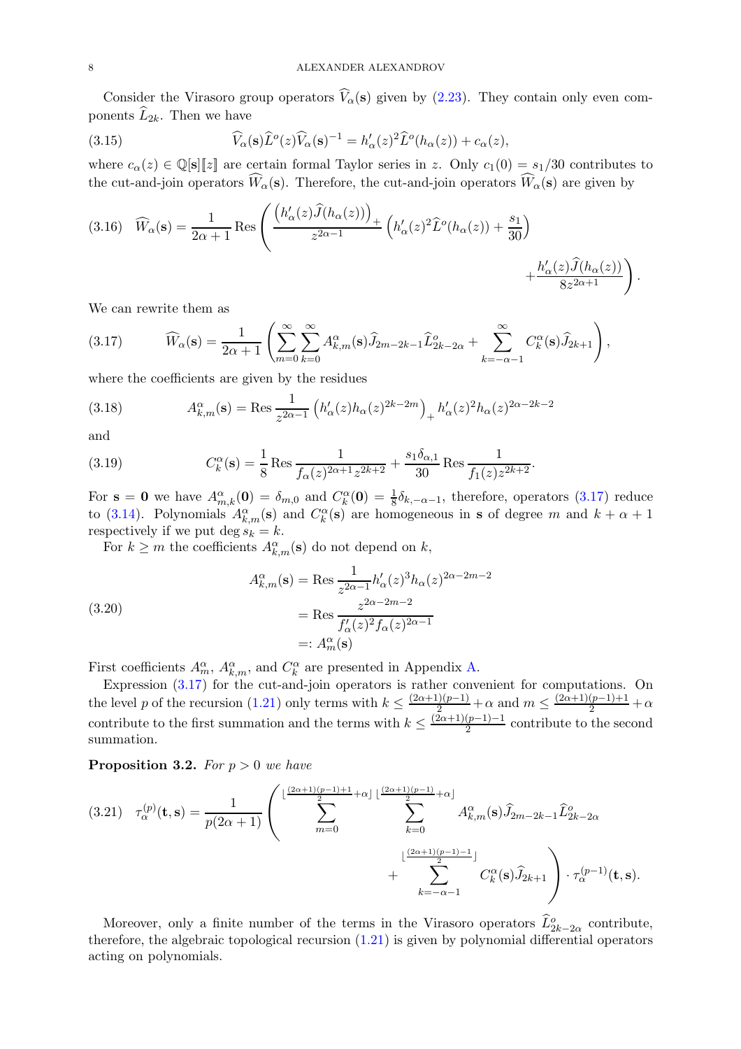Consider the Virasoro group operators $\widehat{V}_\alpha(\mathbf{s})$ given by (2.23). They contain only even components $\widehat{L}_{2k}$. Then we have

$$\widehat{V}_\alpha(\mathbf{s})\widehat{L}^o(z)\widehat{V}_\alpha(\mathbf{s})^{-1} = h'_\alpha(z)^2\widehat{L}^o(h_\alpha(z)) + c_\alpha(z), \tag{3.15}$$

where $c_\alpha(z) \in \mathbb{Q}[\mathbf{s}][\![z]\!]$ are certain formal Taylor series in $z$. Only $c_1(0) = s_1/30$ contributes to the cut-and-join operators $\widehat{W}_\alpha(\mathbf{s})$. Therefore, the cut-and-join operators $\widehat{W}_\alpha(\mathbf{s})$ are given by

$$\widehat{W}_\alpha(\mathbf{s}) = \frac{1}{2\alpha+1}\operatorname{Res}\left(\frac{\left(h'_\alpha(z)\widehat{J}(h_\alpha(z))\right)_+}{z^{2\alpha-1}}\left(h'_\alpha(z)^2\widehat{L}^o(h_\alpha(z)) + \frac{s_1}{30}\right) + \frac{h'_\alpha(z)\widehat{J}(h_\alpha(z))}{8z^{2\alpha+1}}\right). \tag{3.16}$$

We can rewrite them as

$$\widehat{W}_\alpha(\mathbf{s}) = \frac{1}{2\alpha+1}\left(\sum_{m=0}^\infty\sum_{k=0}^\infty A^\alpha_{k,m}(\mathbf{s})\widehat{J}_{2m-2k-1}\widehat{L}^o_{2k-2\alpha} + \sum_{k=-\alpha-1}^\infty C^\alpha_k(\mathbf{s})\widehat{J}_{2k+1}\right), \tag{3.17}$$

where the coefficients are given by the residues

$$A^\alpha_{k,m}(\mathbf{s}) = \operatorname{Res}\frac{1}{z^{2\alpha-1}}\left(h'_\alpha(z)h_\alpha(z)^{2k-2m}\right)_+ h'_\alpha(z)^2 h_\alpha(z)^{2\alpha-2k-2} \tag{3.18}$$

and

$$C^\alpha_k(\mathbf{s}) = \frac{1}{8}\operatorname{Res}\frac{1}{f_\alpha(z)^{2\alpha+1}z^{2k+2}} + \frac{s_1\delta_{\alpha,1}}{30}\operatorname{Res}\frac{1}{f_1(z)z^{2k+2}}. \tag{3.19}$$

For $\mathbf{s} = \mathbf{0}$ we have $A^\alpha_{m,k}(\mathbf{0}) = \delta_{m,0}$ and $C^\alpha_k(\mathbf{0}) = \frac{1}{8}\delta_{k,-\alpha-1}$, therefore, operators (3.17) reduce to (3.14). Polynomials $A^\alpha_{k,m}(\mathbf{s})$ and $C^\alpha_k(\mathbf{s})$ are homogeneous in $\mathbf{s}$ of degree $m$ and $k+\alpha+1$ respectively if we put $\deg s_k = k$.

For $k \geq m$ the coefficients $A^\alpha_{k,m}(\mathbf{s})$ do not depend on $k$,

$$\begin{aligned} A^\alpha_{k,m}(\mathbf{s}) &= \operatorname{Res}\frac{1}{z^{2\alpha-1}}h'_\alpha(z)^3 h_\alpha(z)^{2\alpha-2m-2} \\ &= \operatorname{Res}\frac{z^{2\alpha-2m-2}}{f'_\alpha(z)^2 f_\alpha(z)^{2\alpha-1}} \\ &=: A^\alpha_m(\mathbf{s}) \end{aligned} \tag{3.20}$$

First coefficients $A^\alpha_m$, $A^\alpha_{k,m}$, and $C^\alpha_k$ are presented in Appendix A.

Expression (3.17) for the cut-and-join operators is rather convenient for computations. On the level $p$ of the recursion (1.21) only terms with $k \leq \frac{(2\alpha+1)(p-1)}{2} + \alpha$ and $m \leq \frac{(2\alpha+1)(p-1)+1}{2} + \alpha$ contribute to the first summation and the terms with $k \leq \frac{(2\alpha+1)(p-1)-1}{2}$ contribute to the second summation.

**Proposition 3.2.** *For $p > 0$ we have*

$$\tau^{(p)}_\alpha(\mathbf{t},\mathbf{s}) = \frac{1}{p(2\alpha+1)}\left(\sum_{m=0}^{\lfloor\frac{(2\alpha+1)(p-1)+1}{2}+\alpha\rfloor}\sum_{k=0}^{\lfloor\frac{(2\alpha+1)(p-1)}{2}+\alpha\rfloor} A^\alpha_{k,m}(\mathbf{s})\widehat{J}_{2m-2k-1}\widehat{L}^o_{2k-2\alpha} + \sum_{k=-\alpha-1}^{\lfloor\frac{(2\alpha+1)(p-1)-1}{2}\rfloor} C^\alpha_k(\mathbf{s})\widehat{J}_{2k+1}\right)\cdot\tau^{(p-1)}_\alpha(\mathbf{t},\mathbf{s}). \tag{3.21}$$

Moreover, only a finite number of the terms in the Virasoro operators $\widehat{L}^o_{2k-2\alpha}$ contribute, therefore, the algebraic topological recursion (1.21) is given by polynomial differential operators acting on polynomials.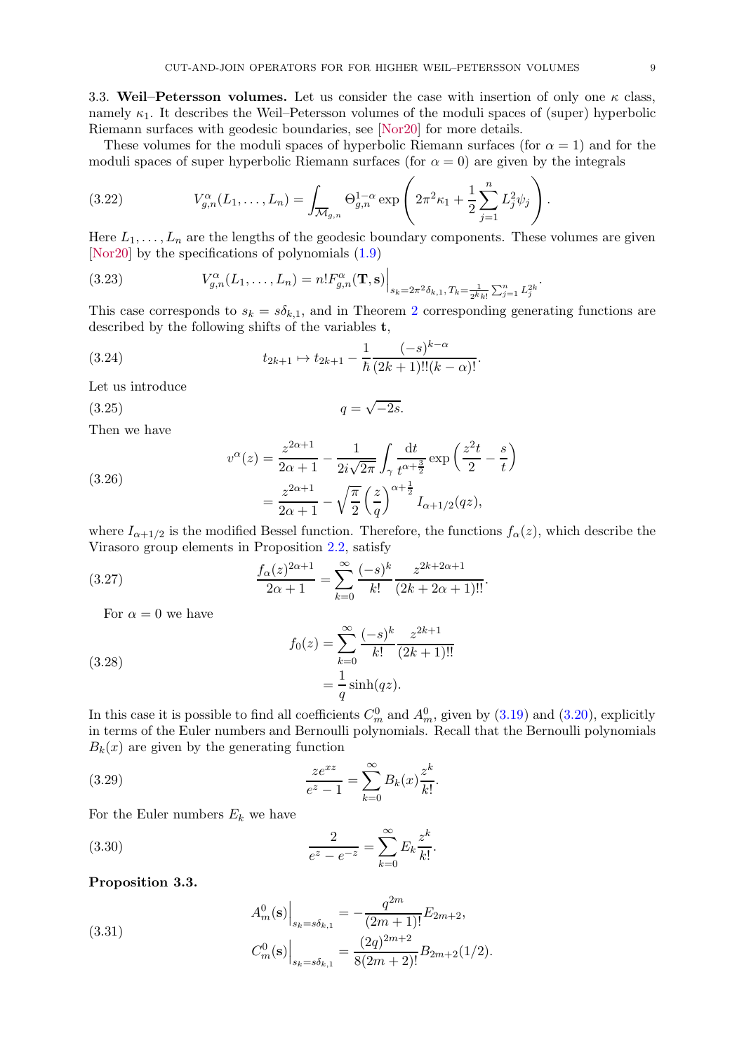**3.3. Weil–Petersson volumes.** Let us consider the case with insertion of only one $\kappa$ class, namely $\kappa_1$. It describes the Weil–Petersson volumes of the moduli spaces of (super) hyperbolic Riemann surfaces with geodesic boundaries, see [Nor20] for more details.

These volumes for the moduli spaces of hyperbolic Riemann surfaces (for $\alpha = 1$) and for the moduli spaces of super hyperbolic Riemann surfaces (for $\alpha = 0$) are given by the integrals

$$V_{g,n}^{\alpha}(L_1,\dots,L_n) = \int_{\overline{\mathcal{M}}_{g,n}} \Theta_{g,n}^{1-\alpha} \exp\left(2\pi^2\kappa_1 + \frac{1}{2}\sum_{j=1}^{n} L_j^2\psi_j\right). \tag{3.22}$$

Here $L_1,\dots,L_n$ are the lengths of the geodesic boundary components. These volumes are given [Nor20] by the specifications of polynomials (1.9)

$$V_{g,n}^{\alpha}(L_1,\dots,L_n) = n! F_{g,n}^{\alpha}(\mathbf{T},\mathbf{s})\Big|_{s_k=2\pi^2\delta_{k,1},\, T_k=\frac{1}{2^k k!}\sum_{j=1}^{n} L_j^{2k}}. \tag{3.23}$$

This case corresponds to $s_k = s\delta_{k,1}$, and in Theorem 2 corresponding generating functions are described by the following shifts of the variables $\mathbf{t}$,

$$t_{2k+1} \mapsto t_{2k+1} - \frac{1}{\hbar}\frac{(-s)^{k-\alpha}}{(2k+1)!!(k-\alpha)!}. \tag{3.24}$$

Let us introduce

$$q = \sqrt{-2s}. \tag{3.25}$$

Then we have

$$\begin{aligned} v^{\alpha}(z) &= \frac{z^{2\alpha+1}}{2\alpha+1} - \frac{1}{2i\sqrt{2\pi}}\int_{\gamma}\frac{\mathrm{d}t}{t^{\alpha+\frac{3}{2}}}\exp\left(\frac{z^2 t}{2} - \frac{s}{t}\right) \\ &= \frac{z^{2\alpha+1}}{2\alpha+1} - \sqrt{\frac{\pi}{2}}\left(\frac{z}{q}\right)^{\alpha+\frac{1}{2}} I_{\alpha+1/2}(qz), \end{aligned} \tag{3.26}$$

where $I_{\alpha+1/2}$ is the modified Bessel function. Therefore, the functions $f_{\alpha}(z)$, which describe the Virasoro group elements in Proposition 2.2, satisfy

$$\frac{f_{\alpha}(z)^{2\alpha+1}}{2\alpha+1} = \sum_{k=0}^{\infty}\frac{(-s)^k}{k!}\frac{z^{2k+2\alpha+1}}{(2k+2\alpha+1)!!}. \tag{3.27}$$

For $\alpha = 0$ we have

$$\begin{aligned} f_0(z) &= \sum_{k=0}^{\infty}\frac{(-s)^k}{k!}\frac{z^{2k+1}}{(2k+1)!!} \\ &= \frac{1}{q}\sinh(qz). \end{aligned} \tag{3.28}$$

In this case it is possible to find all coefficients $C_m^0$ and $A_m^0$, given by (3.19) and (3.20), explicitly in terms of the Euler numbers and Bernoulli polynomials. Recall that the Bernoulli polynomials $B_k(x)$ are given by the generating function

$$\frac{z e^{xz}}{e^z - 1} = \sum_{k=0}^{\infty} B_k(x)\frac{z^k}{k!}. \tag{3.29}$$

For the Euler numbers $E_k$ we have

$$\frac{2}{e^z - e^{-z}} = \sum_{k=0}^{\infty} E_k \frac{z^k}{k!}. \tag{3.30}$$

**Proposition 3.3.**

$$\begin{aligned} A_m^0(\mathbf{s})\Big|_{s_k=s\delta_{k,1}} &= -\frac{q^{2m}}{(2m+1)!}E_{2m+2}, \\ C_m^0(\mathbf{s})\Big|_{s_k=s\delta_{k,1}} &= \frac{(2q)^{2m+2}}{8(2m+2)!}B_{2m+2}(1/2). \end{aligned} \tag{3.31}$$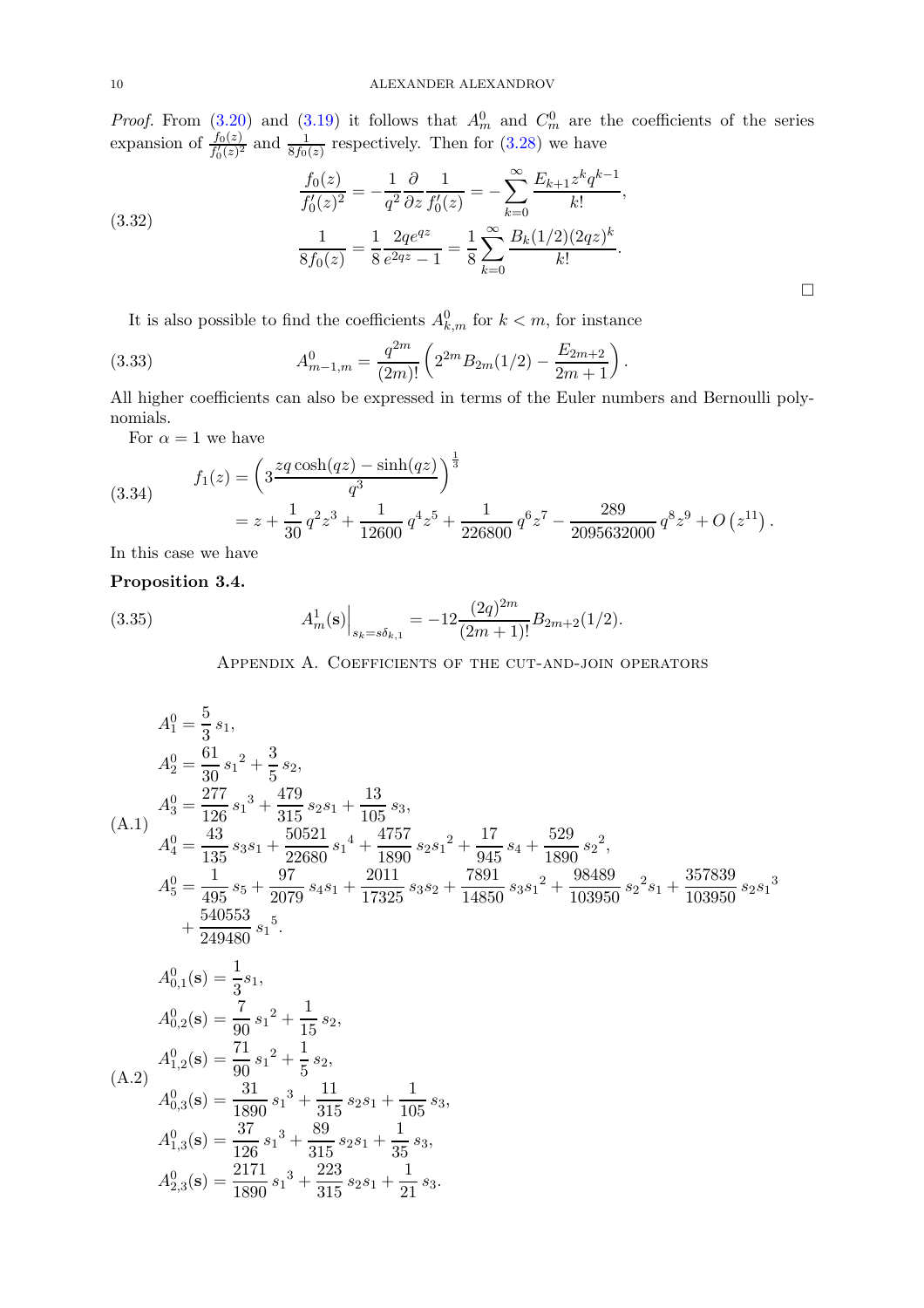*Proof.* From (3.20) and (3.19) it follows that $A^0_m$ and $C^0_m$ are the coefficients of the series expansion of $\frac{f_0(z)}{f_0'(z)^2}$ and $\frac{1}{8f_0(z)}$ respectively. Then for (3.28) we have

$$
\begin{aligned}
\frac{f_0(z)}{f_0'(z)^2} &= -\frac{1}{q^2}\frac{\partial}{\partial z}\frac{1}{f_0'(z)} = -\sum_{k=0}^{\infty}\frac{E_{k+1}z^k q^{k-1}}{k!},\\
\frac{1}{8f_0(z)} &= \frac{1}{8}\frac{2qe^{qz}}{e^{2qz}-1} = \frac{1}{8}\sum_{k=0}^{\infty}\frac{B_k(1/2)(2qz)^k}{k!}.
\end{aligned}
\tag{3.32}
$$

$\square$

It is also possible to find the coefficients $A^0_{k,m}$ for $k<m$, for instance

$$
A^0_{m-1,m} = \frac{q^{2m}}{(2m)!}\left(2^{2m}B_{2m}(1/2) - \frac{E_{2m+2}}{2m+1}\right). \tag{3.33}
$$

All higher coefficients can also be expressed in terms of the Euler numbers and Bernoulli polynomials.

For $\alpha = 1$ we have

$$
\begin{aligned}
f_1(z) &= \left(3\frac{zq\cosh(qz)-\sinh(qz)}{q^3}\right)^{\frac{1}{3}}\\
&= z + \frac{1}{30}\,q^2z^3 + \frac{1}{12600}\,q^4z^5 + \frac{1}{226800}\,q^6z^7 - \frac{289}{2095632000}\,q^8z^9 + O\left(z^{11}\right).
\end{aligned}
\tag{3.34}
$$

In this case we have

**Proposition 3.4.**

$$
A^1_m(\mathbf{s})\Big|_{s_k=s\delta_{k,1}} = -12\frac{(2q)^{2m}}{(2m+1)!}B_{2m+2}(1/2). \tag{3.35}
$$

## Appendix A. Coefficients of the cut-and-join operators

$$
\begin{aligned}
A^0_1 &= \frac{5}{3}\,s_1,\\
A^0_2 &= \frac{61}{30}\,{s_1}^2 + \frac{3}{5}\,s_2,\\
A^0_3 &= \frac{277}{126}\,{s_1}^3 + \frac{479}{315}\,s_2s_1 + \frac{13}{105}\,s_3,\\
A^0_4 &= \frac{43}{135}\,s_3s_1 + \frac{50521}{22680}\,{s_1}^4 + \frac{4757}{1890}\,s_2{s_1}^2 + \frac{17}{945}\,s_4 + \frac{529}{1890}\,{s_2}^2,\\
A^0_5 &= \frac{1}{495}\,s_5 + \frac{97}{2079}\,s_4s_1 + \frac{2011}{17325}\,s_3s_2 + \frac{7891}{14850}\,s_3{s_1}^2 + \frac{98489}{103950}\,{s_2}^2s_1 + \frac{357839}{103950}\,s_2{s_1}^3\\
&\quad + \frac{540553}{249480}\,{s_1}^5.
\end{aligned}
\tag{A.1}
$$

$$
\begin{aligned}
A^0_{0,1}(\mathbf{s}) &= \frac{1}{3}s_1,\\
A^0_{0,2}(\mathbf{s}) &= \frac{7}{90}\,{s_1}^2 + \frac{1}{15}\,s_2,\\
A^0_{1,2}(\mathbf{s}) &= \frac{71}{90}\,{s_1}^2 + \frac{1}{5}\,s_2,\\
A^0_{0,3}(\mathbf{s}) &= \frac{31}{1890}\,{s_1}^3 + \frac{11}{315}\,s_2s_1 + \frac{1}{105}\,s_3,\\
A^0_{1,3}(\mathbf{s}) &= \frac{37}{126}\,{s_1}^3 + \frac{89}{315}\,s_2s_1 + \frac{1}{35}\,s_3,\\
A^0_{2,3}(\mathbf{s}) &= \frac{2171}{1890}\,{s_1}^3 + \frac{223}{315}\,s_2s_1 + \frac{1}{21}\,s_3.
\end{aligned}
\tag{A.2}
$$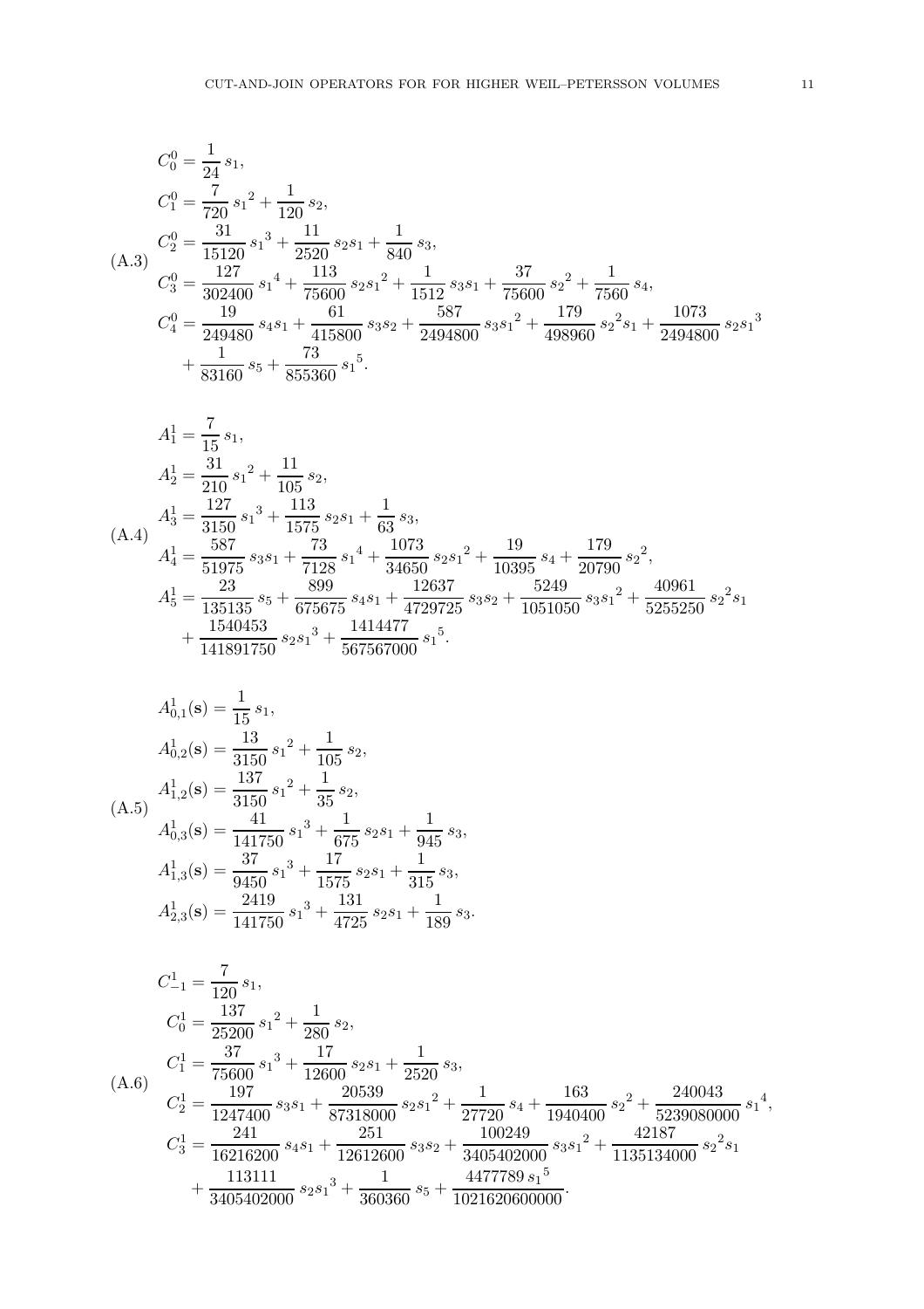$$
\begin{aligned}
C_0^0 &= \frac{1}{24}\, s_1, \\
C_1^0 &= \frac{7}{720}\, {s_1}^2 + \frac{1}{120}\, s_2, \\
C_2^0 &= \frac{31}{15120}\, {s_1}^3 + \frac{11}{2520}\, s_2 s_1 + \frac{1}{840}\, s_3, \\
C_3^0 &= \frac{127}{302400}\, {s_1}^4 + \frac{113}{75600}\, s_2 {s_1}^2 + \frac{1}{1512}\, s_3 s_1 + \frac{37}{75600}\, {s_2}^2 + \frac{1}{7560}\, s_4, \\
C_4^0 &= \frac{19}{249480}\, s_4 s_1 + \frac{61}{415800}\, s_3 s_2 + \frac{587}{2494800}\, s_3 {s_1}^2 + \frac{179}{498960}\, {s_2}^2 s_1 + \frac{1073}{2494800}\, s_2 {s_1}^3 \\
&\quad + \frac{1}{83160}\, s_5 + \frac{73}{855360}\, {s_1}^5.
\end{aligned}
\tag{A.3}
$$

$$
\begin{aligned}
A_1^1 &= \frac{7}{15}\, s_1, \\
A_2^1 &= \frac{31}{210}\, {s_1}^2 + \frac{11}{105}\, s_2, \\
A_3^1 &= \frac{127}{3150}\, {s_1}^3 + \frac{113}{1575}\, s_2 s_1 + \frac{1}{63}\, s_3, \\
A_4^1 &= \frac{587}{51975}\, s_3 s_1 + \frac{73}{7128}\, {s_1}^4 + \frac{1073}{34650}\, s_2 {s_1}^2 + \frac{19}{10395}\, s_4 + \frac{179}{20790}\, {s_2}^2, \\
A_5^1 &= \frac{23}{135135}\, s_5 + \frac{899}{675675}\, s_4 s_1 + \frac{12637}{4729725}\, s_3 s_2 + \frac{5249}{1051050}\, s_3 {s_1}^2 + \frac{40961}{5255250}\, {s_2}^2 s_1 \\
&\quad + \frac{1540453}{141891750}\, s_2 {s_1}^3 + \frac{1414477}{567567000}\, {s_1}^5.
\end{aligned}
\tag{A.4}
$$

$$
\begin{aligned}
A_{0,1}^1(\mathbf{s}) &= \frac{1}{15}\, s_1, \\
A_{0,2}^1(\mathbf{s}) &= \frac{13}{3150}\, {s_1}^2 + \frac{1}{105}\, s_2, \\
A_{1,2}^1(\mathbf{s}) &= \frac{137}{3150}\, {s_1}^2 + \frac{1}{35}\, s_2, \\
A_{0,3}^1(\mathbf{s}) &= \frac{41}{141750}\, {s_1}^3 + \frac{1}{675}\, s_2 s_1 + \frac{1}{945}\, s_3, \\
A_{1,3}^1(\mathbf{s}) &= \frac{37}{9450}\, {s_1}^3 + \frac{17}{1575}\, s_2 s_1 + \frac{1}{315}\, s_3, \\
A_{2,3}^1(\mathbf{s}) &= \frac{2419}{141750}\, {s_1}^3 + \frac{131}{4725}\, s_2 s_1 + \frac{1}{189}\, s_3.
\end{aligned}
\tag{A.5}
$$

$$
\begin{aligned}
C_{-1}^1 &= \frac{7}{120}\, s_1, \\
C_0^1 &= \frac{137}{25200}\, {s_1}^2 + \frac{1}{280}\, s_2, \\
C_1^1 &= \frac{37}{75600}\, {s_1}^3 + \frac{17}{12600}\, s_2 s_1 + \frac{1}{2520}\, s_3, \\
C_2^1 &= \frac{197}{1247400}\, s_3 s_1 + \frac{20539}{87318000}\, s_2 {s_1}^2 + \frac{1}{27720}\, s_4 + \frac{163}{1940400}\, {s_2}^2 + \frac{240043}{5239080000}\, {s_1}^4, \\
C_3^1 &= \frac{241}{16216200}\, s_4 s_1 + \frac{251}{12612600}\, s_3 s_2 + \frac{100249}{3405402000}\, s_3 {s_1}^2 + \frac{42187}{1135134000}\, {s_2}^2 s_1 \\
&\quad + \frac{113111}{3405402000}\, s_2 {s_1}^3 + \frac{1}{360360}\, s_5 + \frac{4477789\, {s_1}^5}{1021620600000}.
\end{aligned}
\tag{A.6}
$$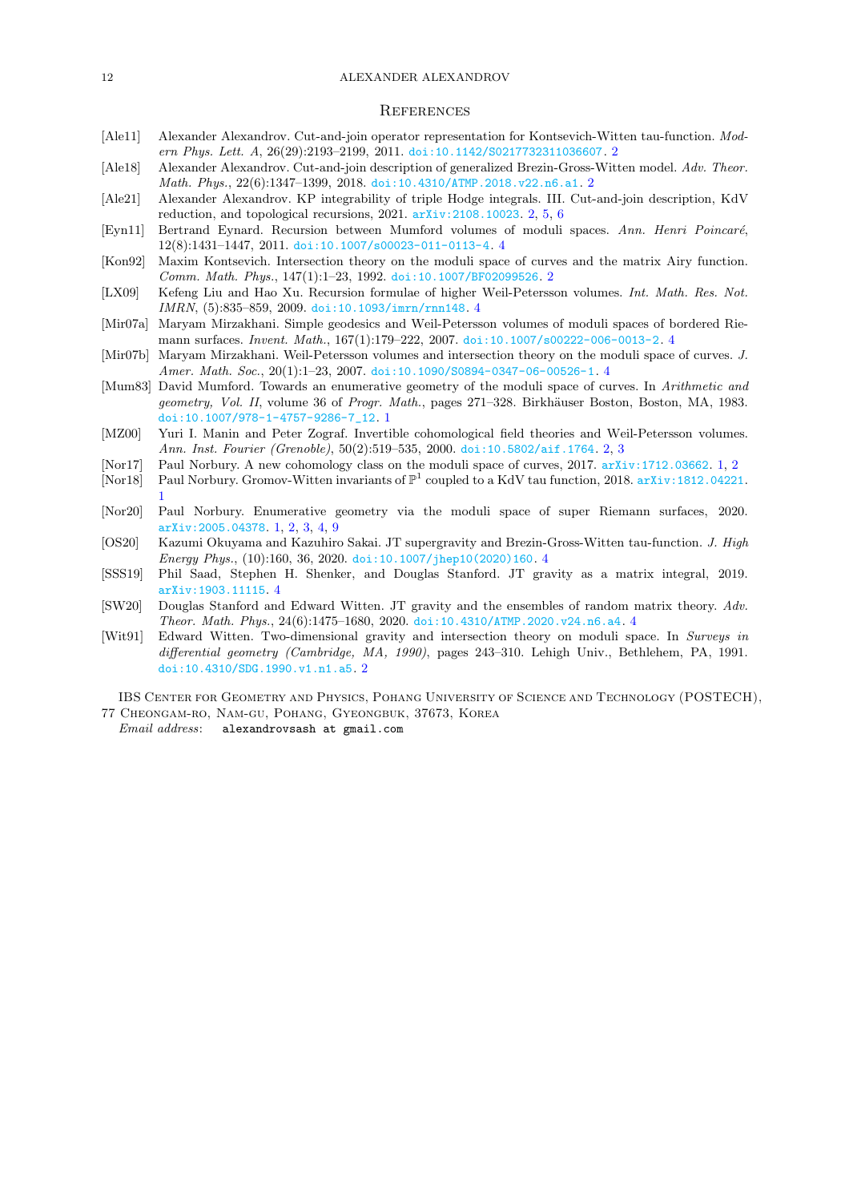## References

- [Ale11] Alexander Alexandrov. Cut-and-join operator representation for Kontsevich-Witten tau-function. *Modern Phys. Lett. A*, 26(29):2193–2199, 2011. doi:10.1142/S0217732311036607. 2
- [Ale18] Alexander Alexandrov. Cut-and-join description of generalized Brezin-Gross-Witten model. *Adv. Theor. Math. Phys.*, 22(6):1347–1399, 2018. doi:10.4310/ATMP.2018.v22.n6.a1. 2
- [Ale21] Alexander Alexandrov. KP integrability of triple Hodge integrals. III. Cut-and-join description, KdV reduction, and topological recursions, 2021. arXiv:2108.10023. 2, 5, 6
- [Eyn11] Bertrand Eynard. Recursion between Mumford volumes of moduli spaces. *Ann. Henri Poincaré*, 12(8):1431–1447, 2011. doi:10.1007/s00023-011-0113-4. 4
- [Kon92] Maxim Kontsevich. Intersection theory on the moduli space of curves and the matrix Airy function. *Comm. Math. Phys.*, 147(1):1–23, 1992. doi:10.1007/BF02099526. 2
- [LX09] Kefeng Liu and Hao Xu. Recursion formulae of higher Weil-Petersson volumes. *Int. Math. Res. Not. IMRN*, (5):835–859, 2009. doi:10.1093/imrn/rnn148. 4
- [Mir07a] Maryam Mirzakhani. Simple geodesics and Weil-Petersson volumes of moduli spaces of bordered Riemann surfaces. *Invent. Math.*, 167(1):179–222, 2007. doi:10.1007/s00222-006-0013-2. 4
- [Mir07b] Maryam Mirzakhani. Weil-Petersson volumes and intersection theory on the moduli space of curves. *J. Amer. Math. Soc.*, 20(1):1–23, 2007. doi:10.1090/S0894-0347-06-00526-1. 4
- [Mum83] David Mumford. Towards an enumerative geometry of the moduli space of curves. In *Arithmetic and geometry, Vol. II*, volume 36 of *Progr. Math.*, pages 271–328. Birkhäuser Boston, Boston, MA, 1983. doi:10.1007/978-1-4757-9286-7_12. 1
- [MZ00] Yuri I. Manin and Peter Zograf. Invertible cohomological field theories and Weil-Petersson volumes. *Ann. Inst. Fourier (Grenoble)*, 50(2):519–535, 2000. doi:10.5802/aif.1764. 2, 3
- [Nor17] Paul Norbury. A new cohomology class on the moduli space of curves, 2017. arXiv:1712.03662. 1, 2
- [Nor18] Paul Norbury. Gromov-Witten invariants of $\mathbb{P}^1$ coupled to a KdV tau function, 2018. arXiv:1812.04221. 1
- [Nor20] Paul Norbury. Enumerative geometry via the moduli space of super Riemann surfaces, 2020. arXiv:2005.04378. 1, 2, 3, 4, 9
- [OS20] Kazumi Okuyama and Kazuhiro Sakai. JT supergravity and Brezin-Gross-Witten tau-function. *J. High Energy Phys.*, (10):160, 36, 2020. doi:10.1007/jhep10(2020)160. 4
- [SSS19] Phil Saad, Stephen H. Shenker, and Douglas Stanford. JT gravity as a matrix integral, 2019. arXiv:1903.11115. 4
- [SW20] Douglas Stanford and Edward Witten. JT gravity and the ensembles of random matrix theory. *Adv. Theor. Math. Phys.*, 24(6):1475–1680, 2020. doi:10.4310/ATMP.2020.v24.n6.a4. 4
- [Wit91] Edward Witten. Two-dimensional gravity and intersection theory on moduli space. In *Surveys in differential geometry (Cambridge, MA, 1990)*, pages 243–310. Lehigh Univ., Bethlehem, PA, 1991. doi:10.4310/SDG.1990.v1.n1.a5. 2

IBS Center for Geometry and Physics, Pohang University of Science and Technology (POSTECH), 77 Cheongam-ro, Nam-gu, Pohang, Gyeongbuk, 37673, Korea

*Email address*: alexandrovsash at gmail.com